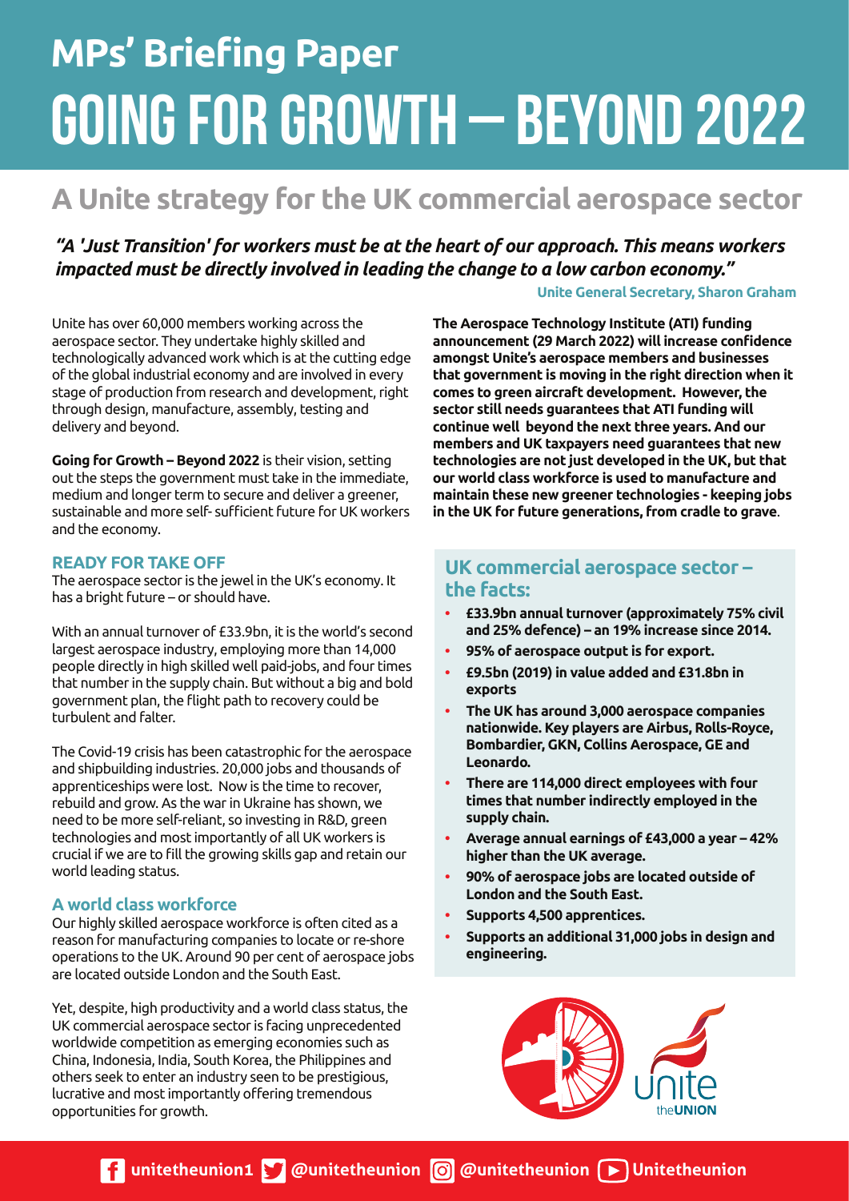# MPs' Briefing Paper

# GOING FOR GROWTH – BEYOND 2022

## A Unite strategy for the UK commercial aerospace sector

***"A 'Just Transition' for workers must be at the heart of our approach. This means workers impacted must be directly involved in leading the change to a low carbon economy."***

**Unite General Secretary, Sharon Graham**

Unite has over 60,000 members working across the aerospace sector. They undertake highly skilled and technologically advanced work which is at the cutting edge of the global industrial economy and are involved in every stage of production from research and development, right through design, manufacture, assembly, testing and delivery and beyond.

**Going for Growth – Beyond 2022** is their vision, setting out the steps the government must take in the immediate, medium and longer term to secure and deliver a greener, sustainable and more self- sufficient future for UK workers and the economy.

### READY FOR TAKE OFF

The aerospace sector is the jewel in the UK's economy. It has a bright future – or should have.

With an annual turnover of £33.9bn, it is the world's second largest aerospace industry, employing more than 14,000 people directly in high skilled well paid-jobs, and four times that number in the supply chain. But without a big and bold government plan, the flight path to recovery could be turbulent and falter.

The Covid-19 crisis has been catastrophic for the aerospace and shipbuilding industries. 20,000 jobs and thousands of apprenticeships were lost. Now is the time to recover, rebuild and grow. As the war in Ukraine has shown, we need to be more self-reliant, so investing in R&D, green technologies and most importantly of all UK workers is crucial if we are to fill the growing skills gap and retain our world leading status.

### A world class workforce

Our highly skilled aerospace workforce is often cited as a reason for manufacturing companies to locate or re-shore operations to the UK. Around 90 per cent of aerospace jobs are located outside London and the South East.

Yet, despite, high productivity and a world class status, the UK commercial aerospace sector is facing unprecedented worldwide competition as emerging economies such as China, Indonesia, India, South Korea, the Philippines and others seek to enter an industry seen to be prestigious, lucrative and most importantly offering tremendous opportunities for growth.

**The Aerospace Technology Institute (ATI) funding announcement (29 March 2022) will increase confidence amongst Unite's aerospace members and businesses that government is moving in the right direction when it comes to green aircraft development. However, the sector still needs guarantees that ATI funding will continue well beyond the next three years. And our members and UK taxpayers need guarantees that new technologies are not just developed in the UK, but that our world class workforce is used to manufacture and maintain these new greener technologies - keeping jobs in the UK for future generations, from cradle to grave**.

### UK commercial aerospace sector – the facts:

- **£33.9bn annual turnover (approximately 75% civil and 25% defence) – an 19% increase since 2014.**
- **95% of aerospace output is for export.**
- **£9.5bn (2019) in value added and £31.8bn in exports**
- **The UK has around 3,000 aerospace companies nationwide. Key players are Airbus, Rolls-Royce, Bombardier, GKN, Collins Aerospace, GE and Leonardo.**
- **There are 114,000 direct employees with four times that number indirectly employed in the supply chain.**
- **Average annual earnings of £43,000 a year – 42% higher than the UK average.**
- **90% of aerospace jobs are located outside of London and the South East.**
- **Supports 4,500 apprentices.**
- **Supports an additional 31,000 jobs in design and engineering.**

unitetheunion1 @unitetheunion @unitetheunion Unitetheunion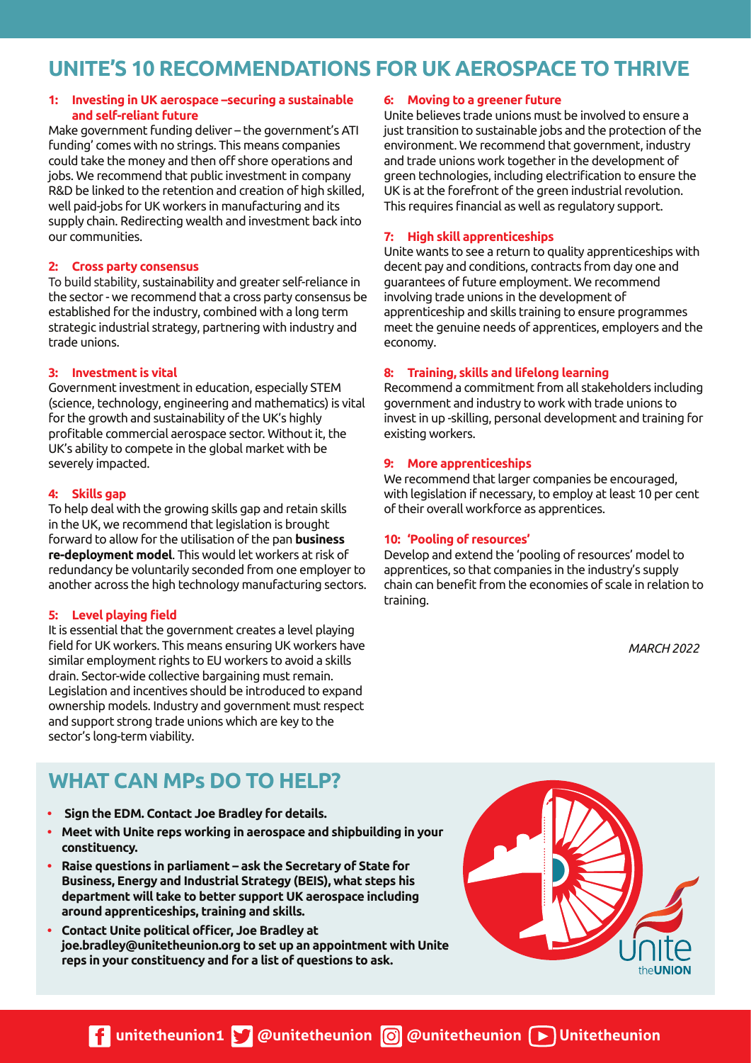# UNITE'S 10 RECOMMENDATIONS FOR UK AEROSPACE TO THRIVE

**1: Investing in UK aerospace –securing a sustainable and self-reliant future**

Make government funding deliver – the government's ATI funding' comes with no strings. This means companies could take the money and then off shore operations and jobs. We recommend that public investment in company R&D be linked to the retention and creation of high skilled, well paid-jobs for UK workers in manufacturing and its supply chain. Redirecting wealth and investment back into our communities.

**2: Cross party consensus**

To build stability, sustainability and greater self-reliance in the sector - we recommend that a cross party consensus be established for the industry, combined with a long term strategic industrial strategy, partnering with industry and trade unions.

**3: Investment is vital**

Government investment in education, especially STEM (science, technology, engineering and mathematics) is vital for the growth and sustainability of the UK's highly profitable commercial aerospace sector. Without it, the UK's ability to compete in the global market with be severely impacted.

**4: Skills gap**

To help deal with the growing skills gap and retain skills in the UK, we recommend that legislation is brought forward to allow for the utilisation of the pan **business re-deployment model**. This would let workers at risk of redundancy be voluntarily seconded from one employer to another across the high technology manufacturing sectors.

**5: Level playing field**

It is essential that the government creates a level playing field for UK workers. This means ensuring UK workers have similar employment rights to EU workers to avoid a skills drain. Sector-wide collective bargaining must remain. Legislation and incentives should be introduced to expand ownership models. Industry and government must respect and support strong trade unions which are key to the sector's long-term viability.

**6: Moving to a greener future**

Unite believes trade unions must be involved to ensure a just transition to sustainable jobs and the protection of the environment. We recommend that government, industry and trade unions work together in the development of green technologies, including electrification to ensure the UK is at the forefront of the green industrial revolution. This requires financial as well as regulatory support.

**7: High skill apprenticeships**

Unite wants to see a return to quality apprenticeships with decent pay and conditions, contracts from day one and guarantees of future employment. We recommend involving trade unions in the development of apprenticeship and skills training to ensure programmes meet the genuine needs of apprentices, employers and the economy.

**8: Training, skills and lifelong learning**

Recommend a commitment from all stakeholders including government and industry to work with trade unions to invest in up -skilling, personal development and training for existing workers.

**9: More apprenticeships**

We recommend that larger companies be encouraged, with legislation if necessary, to employ at least 10 per cent of their overall workforce as apprentices.

**10: 'Pooling of resources'**

Develop and extend the 'pooling of resources' model to apprentices, so that companies in the industry's supply chain can benefit from the economies of scale in relation to training.

*MARCH 2022*

## WHAT CAN MPs DO TO HELP?

- **Sign the EDM. Contact Joe Bradley for details.**
- **Meet with Unite reps working in aerospace and shipbuilding in your constituency.**
- **Raise questions in parliament – ask the Secretary of State for Business, Energy and Industrial Strategy (BEIS), what steps his department will take to better support UK aerospace including around apprenticeships, training and skills.**
- **Contact Unite political officer, Joe Bradley at joe.bradley@unitetheunion.org to set up an appointment with Unite reps in your constituency and for a list of questions to ask.**

Unite the UNION

**unitetheunion1 @unitetheunion @unitetheunion Unitetheunion**